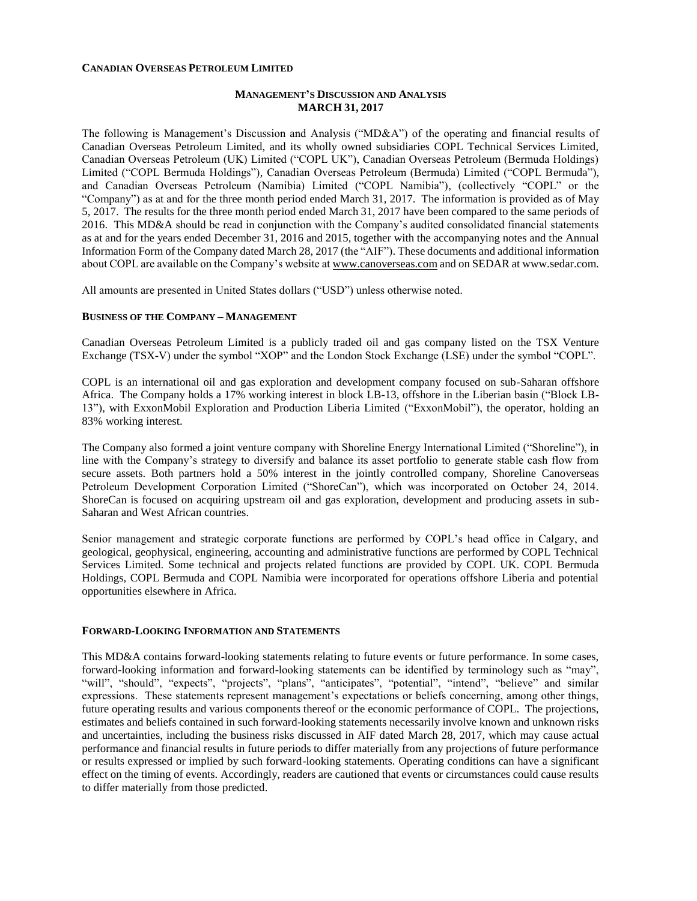**CANADIAN OVERSEAS PETROLEUM LIMITED**

**MANAGEMENT'S DISCUSSION AND ANALYSIS**
**MARCH 31, 2017**

The following is Management's Discussion and Analysis ("MD&A") of the operating and financial results of Canadian Overseas Petroleum Limited, and its wholly owned subsidiaries COPL Technical Services Limited, Canadian Overseas Petroleum (UK) Limited ("COPL UK"), Canadian Overseas Petroleum (Bermuda Holdings) Limited ("COPL Bermuda Holdings"), Canadian Overseas Petroleum (Bermuda) Limited ("COPL Bermuda"), and Canadian Overseas Petroleum (Namibia) Limited ("COPL Namibia"), (collectively "COPL" or the "Company") as at and for the three month period ended March 31, 2017. The information is provided as of May 5, 2017. The results for the three month period ended March 31, 2017 have been compared to the same periods of 2016. This MD&A should be read in conjunction with the Company's audited consolidated financial statements as at and for the years ended December 31, 2016 and 2015, together with the accompanying notes and the Annual Information Form of the Company dated March 28, 2017 (the "AIF"). These documents and additional information about COPL are available on the Company's website at www.canoverseas.com and on SEDAR at www.sedar.com.

All amounts are presented in United States dollars ("USD") unless otherwise noted.

**BUSINESS OF THE COMPANY – MANAGEMENT**

Canadian Overseas Petroleum Limited is a publicly traded oil and gas company listed on the TSX Venture Exchange (TSX-V) under the symbol "XOP" and the London Stock Exchange (LSE) under the symbol "COPL".

COPL is an international oil and gas exploration and development company focused on sub-Saharan offshore Africa. The Company holds a 17% working interest in block LB-13, offshore in the Liberian basin ("Block LB-13"), with ExxonMobil Exploration and Production Liberia Limited ("ExxonMobil"), the operator, holding an 83% working interest.

The Company also formed a joint venture company with Shoreline Energy International Limited ("Shoreline"), in line with the Company's strategy to diversify and balance its asset portfolio to generate stable cash flow from secure assets. Both partners hold a 50% interest in the jointly controlled company, Shoreline Canoverseas Petroleum Development Corporation Limited ("ShoreCan"), which was incorporated on October 24, 2014. ShoreCan is focused on acquiring upstream oil and gas exploration, development and producing assets in sub-Saharan and West African countries.

Senior management and strategic corporate functions are performed by COPL's head office in Calgary, and geological, geophysical, engineering, accounting and administrative functions are performed by COPL Technical Services Limited. Some technical and projects related functions are provided by COPL UK. COPL Bermuda Holdings, COPL Bermuda and COPL Namibia were incorporated for operations offshore Liberia and potential opportunities elsewhere in Africa.

**FORWARD-LOOKING INFORMATION AND STATEMENTS**

This MD&A contains forward-looking statements relating to future events or future performance. In some cases, forward-looking information and forward-looking statements can be identified by terminology such as "may", "will", "should", "expects", "projects", "plans", "anticipates", "potential", "intend", "believe" and similar expressions. These statements represent management's expectations or beliefs concerning, among other things, future operating results and various components thereof or the economic performance of COPL. The projections, estimates and beliefs contained in such forward-looking statements necessarily involve known and unknown risks and uncertainties, including the business risks discussed in AIF dated March 28, 2017, which may cause actual performance and financial results in future periods to differ materially from any projections of future performance or results expressed or implied by such forward-looking statements. Operating conditions can have a significant effect on the timing of events. Accordingly, readers are cautioned that events or circumstances could cause results to differ materially from those predicted.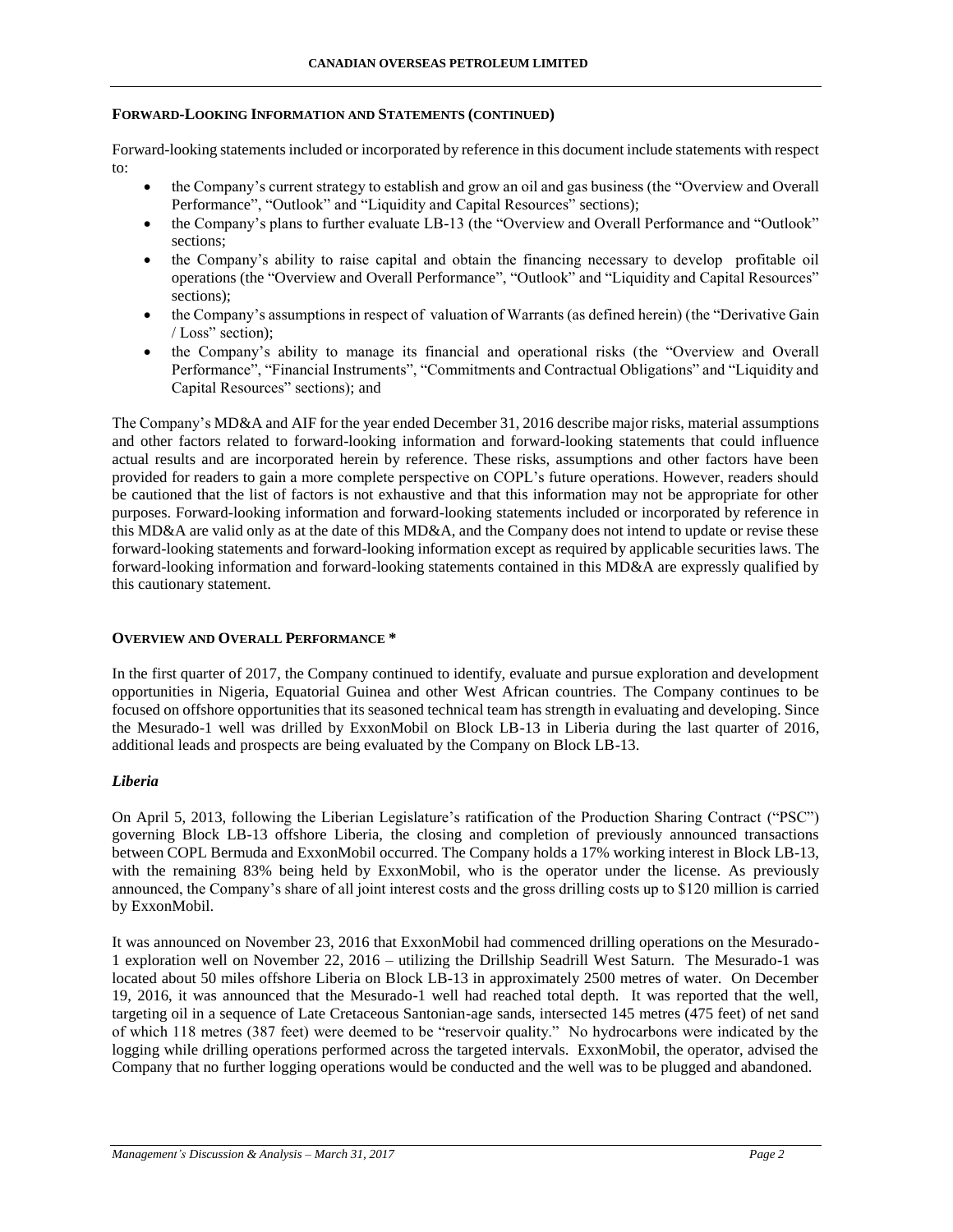#### FORWARD-LOOKING INFORMATION AND STATEMENTS (CONTINUED)

Forward-looking statements included or incorporated by reference in this document include statements with respect to:

- the Company's current strategy to establish and grow an oil and gas business (the "Overview and Overall Performance", "Outlook" and "Liquidity and Capital Resources" sections);
- the Company's plans to further evaluate LB-13 (the "Overview and Overall Performance and "Outlook" sections;
- the Company's ability to raise capital and obtain the financing necessary to develop profitable oil operations (the "Overview and Overall Performance", "Outlook" and "Liquidity and Capital Resources" sections);
- the Company's assumptions in respect of valuation of Warrants (as defined herein) (the "Derivative Gain / Loss" section);
- the Company's ability to manage its financial and operational risks (the "Overview and Overall Performance", "Financial Instruments", "Commitments and Contractual Obligations" and "Liquidity and Capital Resources" sections); and

The Company's MD&A and AIF for the year ended December 31, 2016 describe major risks, material assumptions and other factors related to forward-looking information and forward-looking statements that could influence actual results and are incorporated herein by reference. These risks, assumptions and other factors have been provided for readers to gain a more complete perspective on COPL's future operations. However, readers should be cautioned that the list of factors is not exhaustive and that this information may not be appropriate for other purposes. Forward-looking information and forward-looking statements included or incorporated by reference in this MD&A are valid only as at the date of this MD&A, and the Company does not intend to update or revise these forward-looking statements and forward-looking information except as required by applicable securities laws. The forward-looking information and forward-looking statements contained in this MD&A are expressly qualified by this cautionary statement.

#### OVERVIEW AND OVERALL PERFORMANCE *

In the first quarter of 2017, the Company continued to identify, evaluate and pursue exploration and development opportunities in Nigeria, Equatorial Guinea and other West African countries. The Company continues to be focused on offshore opportunities that its seasoned technical team has strength in evaluating and developing. Since the Mesurado-1 well was drilled by ExxonMobil on Block LB-13 in Liberia during the last quarter of 2016, additional leads and prospects are being evaluated by the Company on Block LB-13.

##### *Liberia*

On April 5, 2013, following the Liberian Legislature's ratification of the Production Sharing Contract ("PSC") governing Block LB-13 offshore Liberia, the closing and completion of previously announced transactions between COPL Bermuda and ExxonMobil occurred. The Company holds a 17% working interest in Block LB-13, with the remaining 83% being held by ExxonMobil, who is the operator under the license. As previously announced, the Company's share of all joint interest costs and the gross drilling costs up to $120 million is carried by ExxonMobil.

It was announced on November 23, 2016 that ExxonMobil had commenced drilling operations on the Mesurado-1 exploration well on November 22, 2016 – utilizing the Drillship Seadrill West Saturn. The Mesurado-1 was located about 50 miles offshore Liberia on Block LB-13 in approximately 2500 metres of water. On December 19, 2016, it was announced that the Mesurado-1 well had reached total depth. It was reported that the well, targeting oil in a sequence of Late Cretaceous Santonian-age sands, intersected 145 metres (475 feet) of net sand of which 118 metres (387 feet) were deemed to be "reservoir quality." No hydrocarbons were indicated by the logging while drilling operations performed across the targeted intervals. ExxonMobil, the operator, advised the Company that no further logging operations would be conducted and the well was to be plugged and abandoned.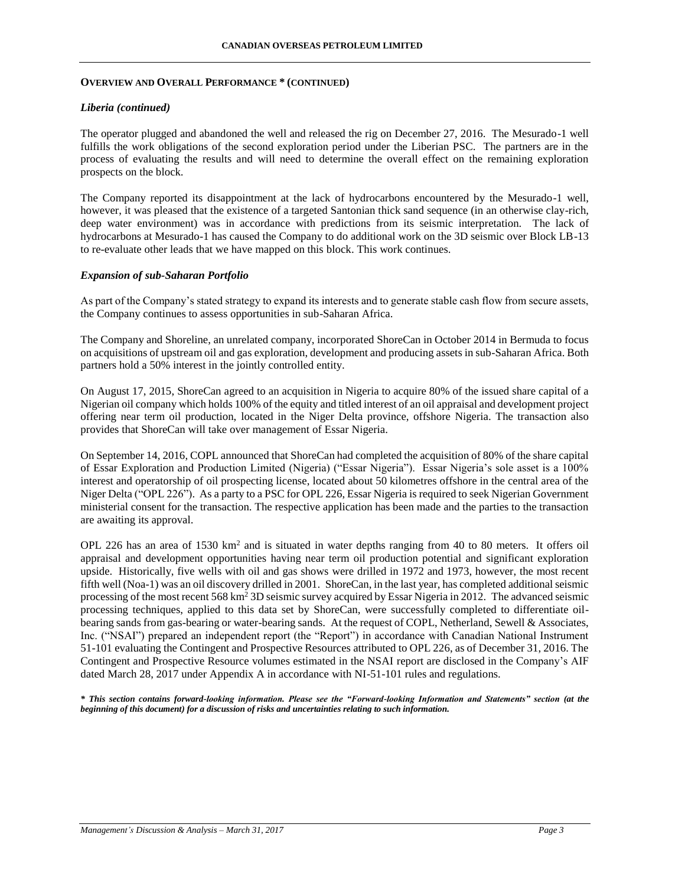**OVERVIEW AND OVERALL PERFORMANCE * (CONTINUED)**

***Liberia (continued)***

The operator plugged and abandoned the well and released the rig on December 27, 2016. The Mesurado-1 well fulfills the work obligations of the second exploration period under the Liberian PSC. The partners are in the process of evaluating the results and will need to determine the overall effect on the remaining exploration prospects on the block.

The Company reported its disappointment at the lack of hydrocarbons encountered by the Mesurado-1 well, however, it was pleased that the existence of a targeted Santonian thick sand sequence (in an otherwise clay-rich, deep water environment) was in accordance with predictions from its seismic interpretation. The lack of hydrocarbons at Mesurado-1 has caused the Company to do additional work on the 3D seismic over Block LB-13 to re-evaluate other leads that we have mapped on this block. This work continues.

***Expansion of sub-Saharan Portfolio***

As part of the Company's stated strategy to expand its interests and to generate stable cash flow from secure assets, the Company continues to assess opportunities in sub-Saharan Africa.

The Company and Shoreline, an unrelated company, incorporated ShoreCan in October 2014 in Bermuda to focus on acquisitions of upstream oil and gas exploration, development and producing assets in sub-Saharan Africa. Both partners hold a 50% interest in the jointly controlled entity.

On August 17, 2015, ShoreCan agreed to an acquisition in Nigeria to acquire 80% of the issued share capital of a Nigerian oil company which holds 100% of the equity and titled interest of an oil appraisal and development project offering near term oil production, located in the Niger Delta province, offshore Nigeria. The transaction also provides that ShoreCan will take over management of Essar Nigeria.

On September 14, 2016, COPL announced that ShoreCan had completed the acquisition of 80% of the share capital of Essar Exploration and Production Limited (Nigeria) ("Essar Nigeria"). Essar Nigeria's sole asset is a 100% interest and operatorship of oil prospecting license, located about 50 kilometres offshore in the central area of the Niger Delta ("OPL 226"). As a party to a PSC for OPL 226, Essar Nigeria is required to seek Nigerian Government ministerial consent for the transaction. The respective application has been made and the parties to the transaction are awaiting its approval.

OPL 226 has an area of 1530 km$^2$ and is situated in water depths ranging from 40 to 80 meters. It offers oil appraisal and development opportunities having near term oil production potential and significant exploration upside. Historically, five wells with oil and gas shows were drilled in 1972 and 1973, however, the most recent fifth well (Noa-1) was an oil discovery drilled in 2001. ShoreCan, in the last year, has completed additional seismic processing of the most recent 568 km$^2$ 3D seismic survey acquired by Essar Nigeria in 2012. The advanced seismic processing techniques, applied to this data set by ShoreCan, were successfully completed to differentiate oil-bearing sands from gas-bearing or water-bearing sands. At the request of COPL, Netherland, Sewell & Associates, Inc. ("NSAI") prepared an independent report (the "Report") in accordance with Canadian National Instrument 51-101 evaluating the Contingent and Prospective Resources attributed to OPL 226, as of December 31, 2016. The Contingent and Prospective Resource volumes estimated in the NSAI report are disclosed in the Company's AIF dated March 28, 2017 under Appendix A in accordance with NI-51-101 rules and regulations.

***\* This section contains forward-looking information. Please see the "Forward-looking Information and Statements" section (at the beginning of this document) for a discussion of risks and uncertainties relating to such information.***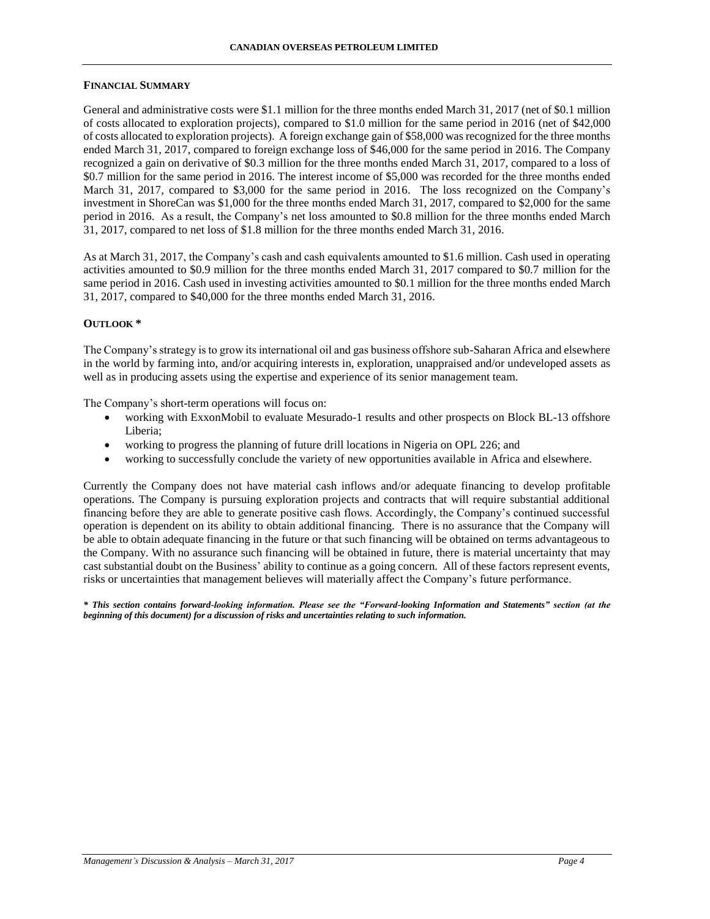## FINANCIAL SUMMARY

General and administrative costs were $1.1 million for the three months ended March 31, 2017 (net of $0.1 million of costs allocated to exploration projects), compared to $1.0 million for the same period in 2016 (net of $42,000 of costs allocated to exploration projects). A foreign exchange gain of $58,000 was recognized for the three months ended March 31, 2017, compared to foreign exchange loss of $46,000 for the same period in 2016. The Company recognized a gain on derivative of $0.3 million for the three months ended March 31, 2017, compared to a loss of $0.7 million for the same period in 2016. The interest income of $5,000 was recorded for the three months ended March 31, 2017, compared to $3,000 for the same period in 2016. The loss recognized on the Company's investment in ShoreCan was $1,000 for the three months ended March 31, 2017, compared to $2,000 for the same period in 2016. As a result, the Company's net loss amounted to $0.8 million for the three months ended March 31, 2017, compared to net loss of $1.8 million for the three months ended March 31, 2016.

As at March 31, 2017, the Company's cash and cash equivalents amounted to $1.6 million. Cash used in operating activities amounted to $0.9 million for the three months ended March 31, 2017 compared to $0.7 million for the same period in 2016. Cash used in investing activities amounted to $0.1 million for the three months ended March 31, 2017, compared to $40,000 for the three months ended March 31, 2016.

## OUTLOOK *

The Company's strategy is to grow its international oil and gas business offshore sub-Saharan Africa and elsewhere in the world by farming into, and/or acquiring interests in, exploration, unappraised and/or undeveloped assets as well as in producing assets using the expertise and experience of its senior management team.

The Company's short-term operations will focus on:

- working with ExxonMobil to evaluate Mesurado-1 results and other prospects on Block BL-13 offshore Liberia;
- working to progress the planning of future drill locations in Nigeria on OPL 226; and
- working to successfully conclude the variety of new opportunities available in Africa and elsewhere.

Currently the Company does not have material cash inflows and/or adequate financing to develop profitable operations. The Company is pursuing exploration projects and contracts that will require substantial additional financing before they are able to generate positive cash flows. Accordingly, the Company's continued successful operation is dependent on its ability to obtain additional financing. There is no assurance that the Company will be able to obtain adequate financing in the future or that such financing will be obtained on terms advantageous to the Company. With no assurance such financing will be obtained in future, there is material uncertainty that may cast substantial doubt on the Business' ability to continue as a going concern. All of these factors represent events, risks or uncertainties that management believes will materially affect the Company's future performance.

***\* This section contains forward-looking information. Please see the "Forward-looking Information and Statements" section (at the beginning of this document) for a discussion of risks and uncertainties relating to such information.***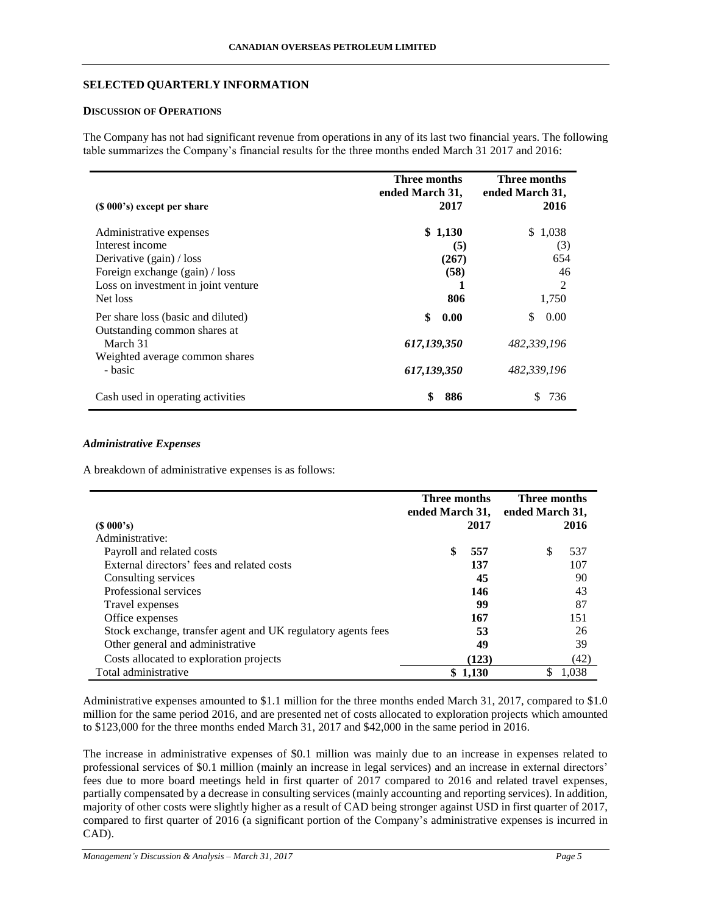## SELECTED QUARTERLY INFORMATION

### DISCUSSION OF OPERATIONS

The Company has not had significant revenue from operations in any of its last two financial years. The following table summarizes the Company's financial results for the three months ended March 31 2017 and 2016:

| ($ 000's) except per share | Three months ended March 31, 2017 | Three months ended March 31, 2016 |
|---|---|---|
| Administrative expenses | **$ 1,130** | $ 1,038 |
| Interest income | **(5)** | (3) |
| Derivative (gain) / loss | **(267)** | 654 |
| Foreign exchange (gain) / loss | **(58)** | 46 |
| Loss on investment in joint venture | **1** | 2 |
| Net loss | **806** | 1,750 |
| Per share loss (basic and diluted) | **$ 0.00** | $ 0.00 |
| Outstanding common shares at March 31 | ***617,139,350*** | *482,339,196* |
| Weighted average common shares - basic | ***617,139,350*** | *482,339,196* |
| Cash used in operating activities | **$ 886** | $ 736 |

#### *Administrative Expenses*

A breakdown of administrative expenses is as follows:

| ($ 000's) | Three months ended March 31, 2017 | Three months ended March 31, 2016 |
|---|---|---|
| Administrative: | | |
| Payroll and related costs | **$ 557** | $ 537 |
| External directors' fees and related costs | **137** | 107 |
| Consulting services | **45** | 90 |
| Professional services | **146** | 43 |
| Travel expenses | **99** | 87 |
| Office expenses | **167** | 151 |
| Stock exchange, transfer agent and UK regulatory agents fees | **53** | 26 |
| Other general and administrative | **49** | 39 |
| Costs allocated to exploration projects | **(123)** | (42) |
| Total administrative | **$ 1,130** | $ 1,038 |

Administrative expenses amounted to $1.1 million for the three months ended March 31, 2017, compared to $1.0 million for the same period 2016, and are presented net of costs allocated to exploration projects which amounted to $123,000 for the three months ended March 31, 2017 and $42,000 in the same period in 2016.

The increase in administrative expenses of $0.1 million was mainly due to an increase in expenses related to professional services of $0.1 million (mainly an increase in legal services) and an increase in external directors' fees due to more board meetings held in first quarter of 2017 compared to 2016 and related travel expenses, partially compensated by a decrease in consulting services (mainly accounting and reporting services). In addition, majority of other costs were slightly higher as a result of CAD being stronger against USD in first quarter of 2017, compared to first quarter of 2016 (a significant portion of the Company's administrative expenses is incurred in CAD).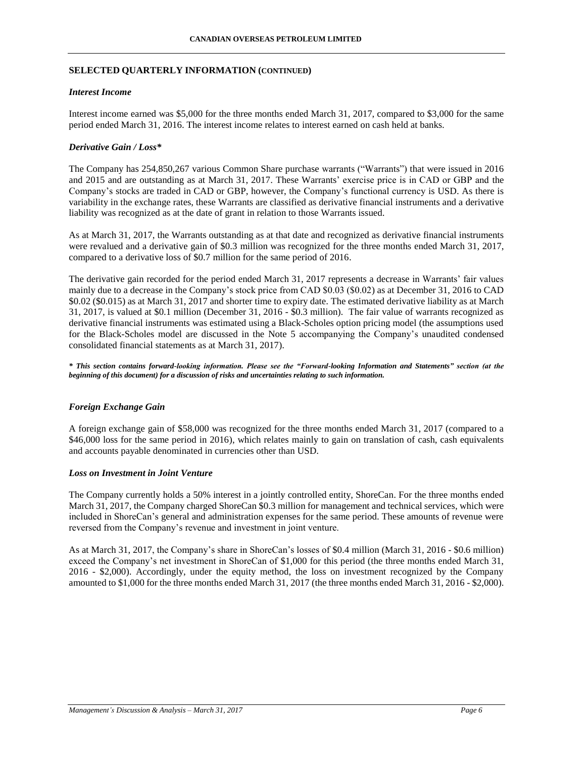## SELECTED QUARTERLY INFORMATION (CONTINUED)

### *Interest Income*

Interest income earned was $5,000 for the three months ended March 31, 2017, compared to $3,000 for the same period ended March 31, 2016. The interest income relates to interest earned on cash held at banks.

### *Derivative Gain / Loss**

The Company has 254,850,267 various Common Share purchase warrants ("Warrants") that were issued in 2016 and 2015 and are outstanding as at March 31, 2017. These Warrants' exercise price is in CAD or GBP and the Company's stocks are traded in CAD or GBP, however, the Company's functional currency is USD. As there is variability in the exchange rates, these Warrants are classified as derivative financial instruments and a derivative liability was recognized as at the date of grant in relation to those Warrants issued.

As at March 31, 2017, the Warrants outstanding as at that date and recognized as derivative financial instruments were revalued and a derivative gain of $0.3 million was recognized for the three months ended March 31, 2017, compared to a derivative loss of $0.7 million for the same period of 2016.

The derivative gain recorded for the period ended March 31, 2017 represents a decrease in Warrants' fair values mainly due to a decrease in the Company's stock price from CAD $0.03 ($0.02) as at December 31, 2016 to CAD $0.02 ($0.015) as at March 31, 2017 and shorter time to expiry date. The estimated derivative liability as at March 31, 2017, is valued at $0.1 million (December 31, 2016 - $0.3 million). The fair value of warrants recognized as derivative financial instruments was estimated using a Black-Scholes option pricing model (the assumptions used for the Black-Scholes model are discussed in the Note 5 accompanying the Company's unaudited condensed consolidated financial statements as at March 31, 2017).

***\* This section contains forward-looking information. Please see the "Forward-looking Information and Statements" section (at the beginning of this document) for a discussion of risks and uncertainties relating to such information.***

### *Foreign Exchange Gain*

A foreign exchange gain of $58,000 was recognized for the three months ended March 31, 2017 (compared to a $46,000 loss for the same period in 2016), which relates mainly to gain on translation of cash, cash equivalents and accounts payable denominated in currencies other than USD.

### *Loss on Investment in Joint Venture*

The Company currently holds a 50% interest in a jointly controlled entity, ShoreCan. For the three months ended March 31, 2017, the Company charged ShoreCan $0.3 million for management and technical services, which were included in ShoreCan's general and administration expenses for the same period. These amounts of revenue were reversed from the Company's revenue and investment in joint venture.

As at March 31, 2017, the Company's share in ShoreCan's losses of $0.4 million (March 31, 2016 - $0.6 million) exceed the Company's net investment in ShoreCan of $1,000 for this period (the three months ended March 31, 2016 - $2,000). Accordingly, under the equity method, the loss on investment recognized by the Company amounted to $1,000 for the three months ended March 31, 2017 (the three months ended March 31, 2016 - $2,000).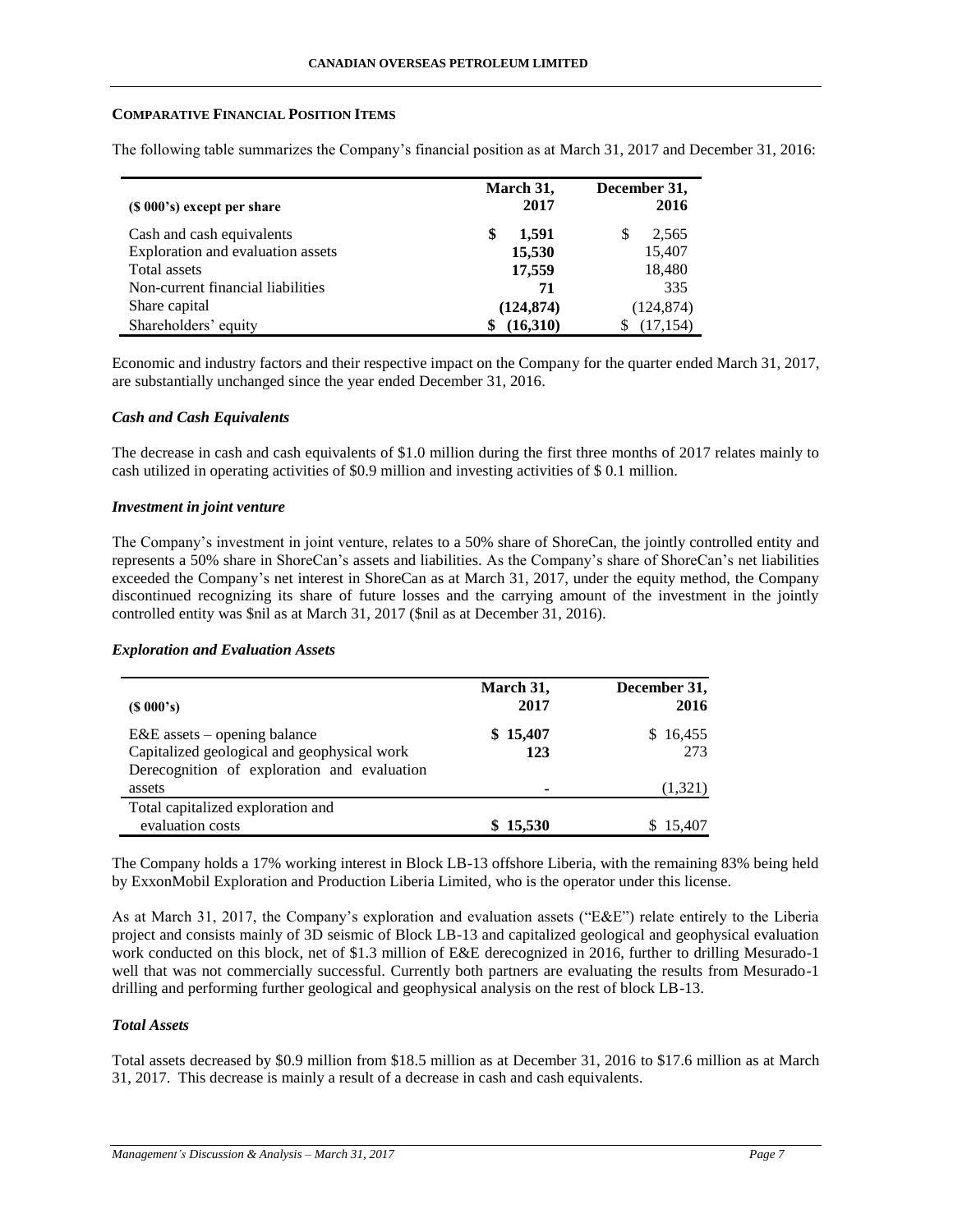## COMPARATIVE FINANCIAL POSITION ITEMS

The following table summarizes the Company's financial position as at March 31, 2017 and December 31, 2016:

| ($ 000's) except per share | March 31, 2017 | December 31, 2016 |
|---|---|---|
| Cash and cash equivalents | **$ 1,591** | $ 2,565 |
| Exploration and evaluation assets | **15,530** | 15,407 |
| Total assets | **17,559** | 18,480 |
| Non-current financial liabilities | **71** | 335 |
| Share capital | **(124,874)** | (124,874) |
| Shareholders' equity | **$ (16,310)** | $ (17,154) |

Economic and industry factors and their respective impact on the Company for the quarter ended March 31, 2017, are substantially unchanged since the year ended December 31, 2016.

### *Cash and Cash Equivalents*

The decrease in cash and cash equivalents of $1.0 million during the first three months of 2017 relates mainly to cash utilized in operating activities of $0.9 million and investing activities of $ 0.1 million.

### *Investment in joint venture*

The Company's investment in joint venture, relates to a 50% share of ShoreCan, the jointly controlled entity and represents a 50% share in ShoreCan's assets and liabilities. As the Company's share of ShoreCan's net liabilities exceeded the Company's net interest in ShoreCan as at March 31, 2017, under the equity method, the Company discontinued recognizing its share of future losses and the carrying amount of the investment in the jointly controlled entity was $nil as at March 31, 2017 ($nil as at December 31, 2016).

### *Exploration and Evaluation Assets*

| ($ 000's) | March 31, 2017 | December 31, 2016 |
|---|---|---|
| E&E assets – opening balance | **$ 15,407** | $ 16,455 |
| Capitalized geological and geophysical work | **123** | 273 |
| Derecognition of exploration and evaluation assets | **-** | (1,321) |
| Total capitalized exploration and evaluation costs | **$ 15,530** | $ 15,407 |

The Company holds a 17% working interest in Block LB-13 offshore Liberia, with the remaining 83% being held by ExxonMobil Exploration and Production Liberia Limited, who is the operator under this license.

As at March 31, 2017, the Company's exploration and evaluation assets ("E&E") relate entirely to the Liberia project and consists mainly of 3D seismic of Block LB-13 and capitalized geological and geophysical evaluation work conducted on this block, net of $1.3 million of E&E derecognized in 2016, further to drilling Mesurado-1 well that was not commercially successful. Currently both partners are evaluating the results from Mesurado-1 drilling and performing further geological and geophysical analysis on the rest of block LB-13.

### *Total Assets*

Total assets decreased by $0.9 million from $18.5 million as at December 31, 2016 to $17.6 million as at March 31, 2017. This decrease is mainly a result of a decrease in cash and cash equivalents.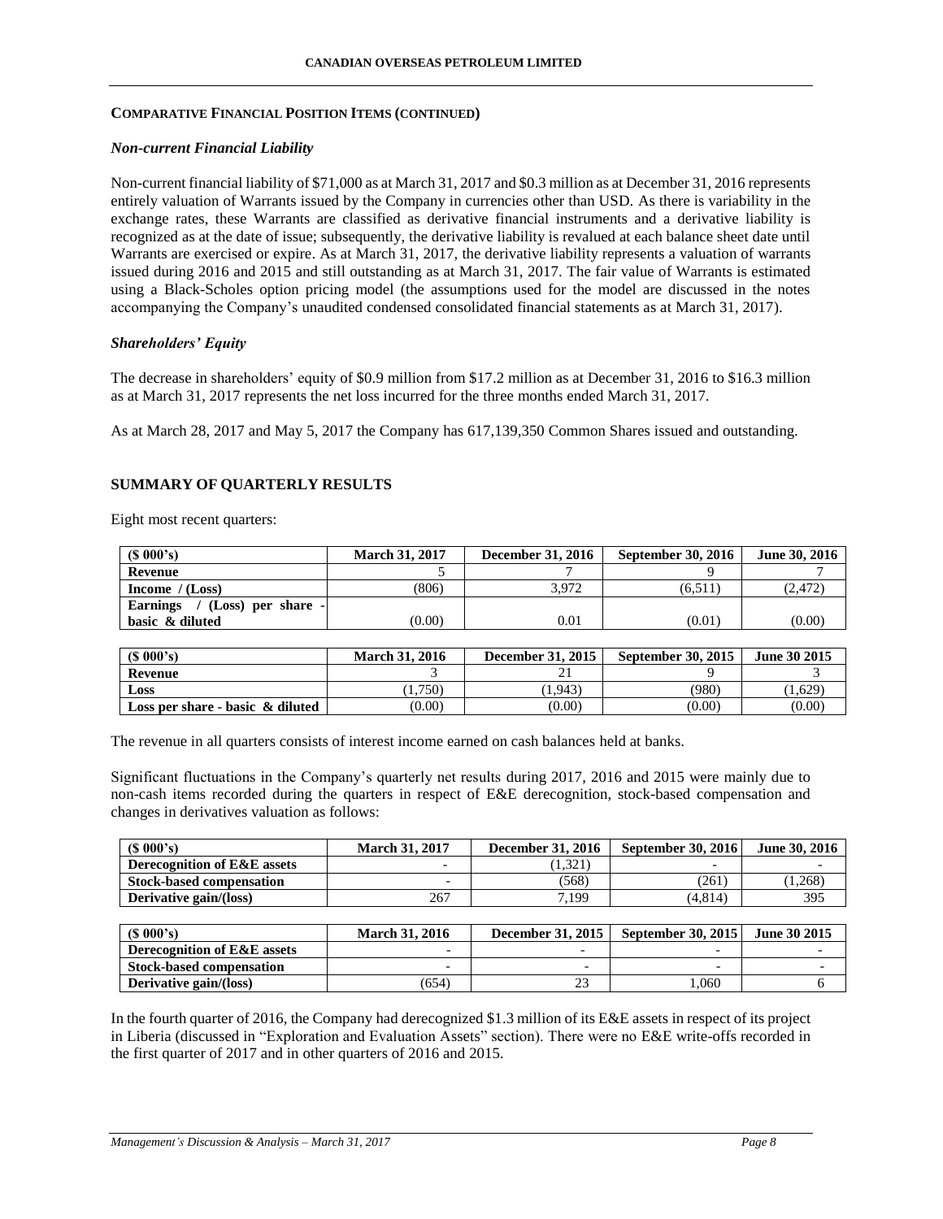### COMPARATIVE FINANCIAL POSITION ITEMS (CONTINUED)

#### *Non-current Financial Liability*

Non-current financial liability of $71,000 as at March 31, 2017 and $0.3 million as at December 31, 2016 represents entirely valuation of Warrants issued by the Company in currencies other than USD. As there is variability in the exchange rates, these Warrants are classified as derivative financial instruments and a derivative liability is recognized as at the date of issue; subsequently, the derivative liability is revalued at each balance sheet date until Warrants are exercised or expire. As at March 31, 2017, the derivative liability represents a valuation of warrants issued during 2016 and 2015 and still outstanding as at March 31, 2017. The fair value of Warrants is estimated using a Black-Scholes option pricing model (the assumptions used for the model are discussed in the notes accompanying the Company's unaudited condensed consolidated financial statements as at March 31, 2017).

#### *Shareholders' Equity*

The decrease in shareholders' equity of $0.9 million from $17.2 million as at December 31, 2016 to $16.3 million as at March 31, 2017 represents the net loss incurred for the three months ended March 31, 2017.

As at March 28, 2017 and May 5, 2017 the Company has 617,139,350 Common Shares issued and outstanding.

## SUMMARY OF QUARTERLY RESULTS

Eight most recent quarters:

| ($ 000's) | March 31, 2017 | December 31, 2016 | September 30, 2016 | June 30, 2016 |
|---|---|---|---|---|
| **Revenue** | 5 | 7 | 9 | 7 |
| **Income / (Loss)** | (806) | 3,972 | (6,511) | (2,472) |
| **Earnings / (Loss) per share - basic & diluted** | (0.00) | 0.01 | (0.01) | (0.00) |

| ($ 000's) | March 31, 2016 | December 31, 2015 | September 30, 2015 | June 30 2015 |
|---|---|---|---|---|
| **Revenue** | 3 | 21 | 9 | 3 |
| **Loss** | (1,750) | (1,943) | (980) | (1,629) |
| **Loss per share - basic & diluted** | (0.00) | (0.00) | (0.00) | (0.00) |

The revenue in all quarters consists of interest income earned on cash balances held at banks.

Significant fluctuations in the Company's quarterly net results during 2017, 2016 and 2015 were mainly due to non-cash items recorded during the quarters in respect of E&E derecognition, stock-based compensation and changes in derivatives valuation as follows:

| ($ 000's) | March 31, 2017 | December 31, 2016 | September 30, 2016 | June 30, 2016 |
|---|---|---|---|---|
| **Derecognition of E&E assets** | - | (1,321) | - | - |
| **Stock-based compensation** | - | (568) | (261) | (1,268) |
| **Derivative gain/(loss)** | 267 | 7,199 | (4,814) | 395 |

| ($ 000's) | March 31, 2016 | December 31, 2015 | September 30, 2015 | June 30 2015 |
|---|---|---|---|---|
| **Derecognition of E&E assets** | - | - | - | - |
| **Stock-based compensation** | - | - | - | - |
| **Derivative gain/(loss)** | (654) | 23 | 1,060 | 6 |

In the fourth quarter of 2016, the Company had derecognized $1.3 million of its E&E assets in respect of its project in Liberia (discussed in "Exploration and Evaluation Assets" section). There were no E&E write-offs recorded in the first quarter of 2017 and in other quarters of 2016 and 2015.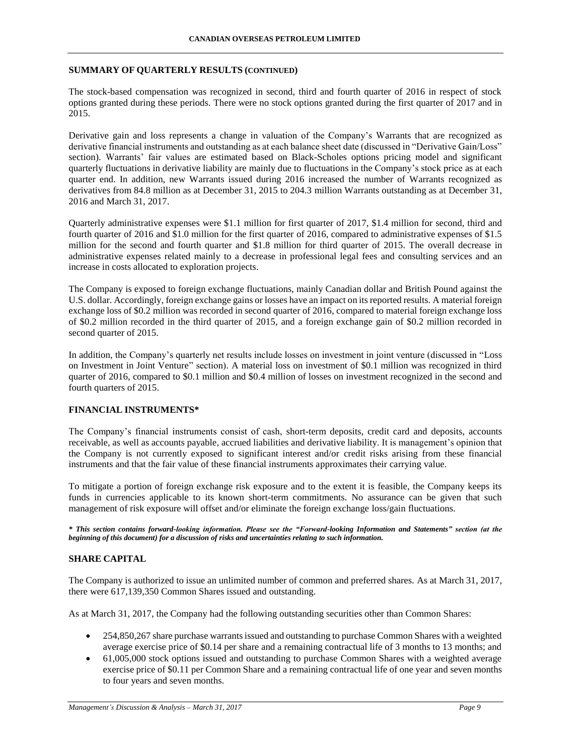## SUMMARY OF QUARTERLY RESULTS (CONTINUED)

The stock-based compensation was recognized in second, third and fourth quarter of 2016 in respect of stock options granted during these periods. There were no stock options granted during the first quarter of 2017 and in 2015.

Derivative gain and loss represents a change in valuation of the Company's Warrants that are recognized as derivative financial instruments and outstanding as at each balance sheet date (discussed in "Derivative Gain/Loss" section). Warrants' fair values are estimated based on Black-Scholes options pricing model and significant quarterly fluctuations in derivative liability are mainly due to fluctuations in the Company's stock price as at each quarter end. In addition, new Warrants issued during 2016 increased the number of Warrants recognized as derivatives from 84.8 million as at December 31, 2015 to 204.3 million Warrants outstanding as at December 31, 2016 and March 31, 2017.

Quarterly administrative expenses were $1.1 million for first quarter of 2017, $1.4 million for second, third and fourth quarter of 2016 and $1.0 million for the first quarter of 2016, compared to administrative expenses of $1.5 million for the second and fourth quarter and $1.8 million for third quarter of 2015. The overall decrease in administrative expenses related mainly to a decrease in professional legal fees and consulting services and an increase in costs allocated to exploration projects.

The Company is exposed to foreign exchange fluctuations, mainly Canadian dollar and British Pound against the U.S. dollar. Accordingly, foreign exchange gains or losses have an impact on its reported results. A material foreign exchange loss of $0.2 million was recorded in second quarter of 2016, compared to material foreign exchange loss of $0.2 million recorded in the third quarter of 2015, and a foreign exchange gain of $0.2 million recorded in second quarter of 2015.

In addition, the Company's quarterly net results include losses on investment in joint venture (discussed in "Loss on Investment in Joint Venture" section). A material loss on investment of $0.1 million was recognized in third quarter of 2016, compared to $0.1 million and $0.4 million of losses on investment recognized in the second and fourth quarters of 2015.

## FINANCIAL INSTRUMENTS*

The Company's financial instruments consist of cash, short-term deposits, credit card and deposits, accounts receivable, as well as accounts payable, accrued liabilities and derivative liability. It is management's opinion that the Company is not currently exposed to significant interest and/or credit risks arising from these financial instruments and that the fair value of these financial instruments approximates their carrying value.

To mitigate a portion of foreign exchange risk exposure and to the extent it is feasible, the Company keeps its funds in currencies applicable to its known short-term commitments. No assurance can be given that such management of risk exposure will offset and/or eliminate the foreign exchange loss/gain fluctuations.

***\* This section contains forward-looking information. Please see the "Forward-looking Information and Statements" section (at the beginning of this document) for a discussion of risks and uncertainties relating to such information.***

## SHARE CAPITAL

The Company is authorized to issue an unlimited number of common and preferred shares. As at March 31, 2017, there were 617,139,350 Common Shares issued and outstanding.

As at March 31, 2017, the Company had the following outstanding securities other than Common Shares:

- 254,850,267 share purchase warrants issued and outstanding to purchase Common Shares with a weighted average exercise price of $0.14 per share and a remaining contractual life of 3 months to 13 months; and
- 61,005,000 stock options issued and outstanding to purchase Common Shares with a weighted average exercise price of $0.11 per Common Share and a remaining contractual life of one year and seven months to four years and seven months.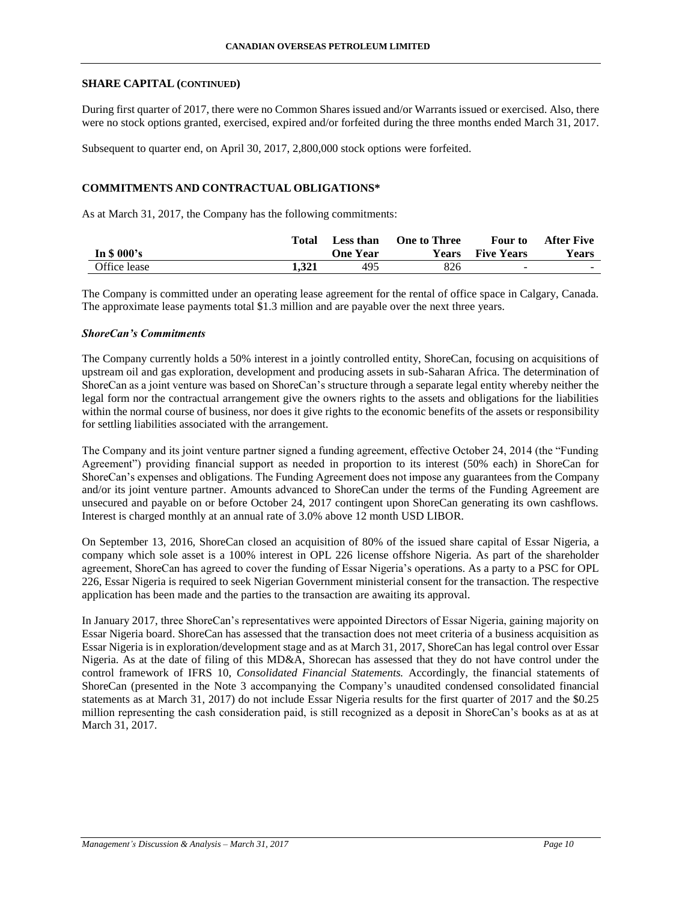## SHARE CAPITAL (CONTINUED)

During first quarter of 2017, there were no Common Shares issued and/or Warrants issued or exercised. Also, there were no stock options granted, exercised, expired and/or forfeited during the three months ended March 31, 2017.

Subsequent to quarter end, on April 30, 2017, 2,800,000 stock options were forfeited.

## COMMITMENTS AND CONTRACTUAL OBLIGATIONS*

As at March 31, 2017, the Company has the following commitments:

| In $ 000's | Total | Less than One Year | One to Three Years | Four to Five Years | After Five Years |
|---|---|---|---|---|---|
| Office lease | **1,321** | 495 | 826 | - | - |

The Company is committed under an operating lease agreement for the rental of office space in Calgary, Canada. The approximate lease payments total $1.3 million and are payable over the next three years.

### *ShoreCan's Commitments*

The Company currently holds a 50% interest in a jointly controlled entity, ShoreCan, focusing on acquisitions of upstream oil and gas exploration, development and producing assets in sub-Saharan Africa. The determination of ShoreCan as a joint venture was based on ShoreCan's structure through a separate legal entity whereby neither the legal form nor the contractual arrangement give the owners rights to the assets and obligations for the liabilities within the normal course of business, nor does it give rights to the economic benefits of the assets or responsibility for settling liabilities associated with the arrangement.

The Company and its joint venture partner signed a funding agreement, effective October 24, 2014 (the "Funding Agreement") providing financial support as needed in proportion to its interest (50% each) in ShoreCan for ShoreCan's expenses and obligations. The Funding Agreement does not impose any guarantees from the Company and/or its joint venture partner. Amounts advanced to ShoreCan under the terms of the Funding Agreement are unsecured and payable on or before October 24, 2017 contingent upon ShoreCan generating its own cashflows. Interest is charged monthly at an annual rate of 3.0% above 12 month USD LIBOR.

On September 13, 2016, ShoreCan closed an acquisition of 80% of the issued share capital of Essar Nigeria, a company which sole asset is a 100% interest in OPL 226 license offshore Nigeria. As part of the shareholder agreement, ShoreCan has agreed to cover the funding of Essar Nigeria's operations. As a party to a PSC for OPL 226, Essar Nigeria is required to seek Nigerian Government ministerial consent for the transaction. The respective application has been made and the parties to the transaction are awaiting its approval.

In January 2017, three ShoreCan's representatives were appointed Directors of Essar Nigeria, gaining majority on Essar Nigeria board. ShoreCan has assessed that the transaction does not meet criteria of a business acquisition as Essar Nigeria is in exploration/development stage and as at March 31, 2017, ShoreCan has legal control over Essar Nigeria. As at the date of filing of this MD&A, Shorecan has assessed that they do not have control under the control framework of IFRS 10, *Consolidated Financial Statements.* Accordingly, the financial statements of ShoreCan (presented in the Note 3 accompanying the Company's unaudited condensed consolidated financial statements as at March 31, 2017) do not include Essar Nigeria results for the first quarter of 2017 and the $0.25 million representing the cash consideration paid, is still recognized as a deposit in ShoreCan's books as at as at March 31, 2017.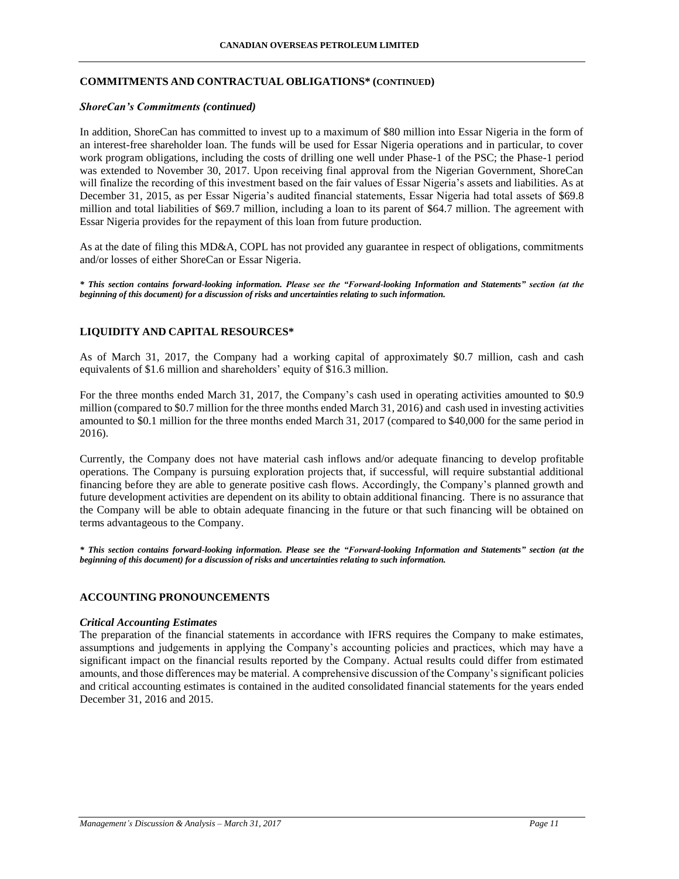## COMMITMENTS AND CONTRACTUAL OBLIGATIONS* (CONTINUED)

### *ShoreCan's Commitments (continued)*

In addition, ShoreCan has committed to invest up to a maximum of $80 million into Essar Nigeria in the form of an interest-free shareholder loan. The funds will be used for Essar Nigeria operations and in particular, to cover work program obligations, including the costs of drilling one well under Phase-1 of the PSC; the Phase-1 period was extended to November 30, 2017. Upon receiving final approval from the Nigerian Government, ShoreCan will finalize the recording of this investment based on the fair values of Essar Nigeria's assets and liabilities. As at December 31, 2015, as per Essar Nigeria's audited financial statements, Essar Nigeria had total assets of $69.8 million and total liabilities of $69.7 million, including a loan to its parent of $64.7 million. The agreement with Essar Nigeria provides for the repayment of this loan from future production.

As at the date of filing this MD&A, COPL has not provided any guarantee in respect of obligations, commitments and/or losses of either ShoreCan or Essar Nigeria.

***\* This section contains forward-looking information. Please see the "Forward-looking Information and Statements" section (at the beginning of this document) for a discussion of risks and uncertainties relating to such information.***

## LIQUIDITY AND CAPITAL RESOURCES*

As of March 31, 2017, the Company had a working capital of approximately $0.7 million, cash and cash equivalents of $1.6 million and shareholders' equity of $16.3 million.

For the three months ended March 31, 2017, the Company's cash used in operating activities amounted to $0.9 million (compared to $0.7 million for the three months ended March 31, 2016) and cash used in investing activities amounted to $0.1 million for the three months ended March 31, 2017 (compared to $40,000 for the same period in 2016).

Currently, the Company does not have material cash inflows and/or adequate financing to develop profitable operations. The Company is pursuing exploration projects that, if successful, will require substantial additional financing before they are able to generate positive cash flows. Accordingly, the Company's planned growth and future development activities are dependent on its ability to obtain additional financing. There is no assurance that the Company will be able to obtain adequate financing in the future or that such financing will be obtained on terms advantageous to the Company.

***\* This section contains forward-looking information. Please see the "Forward-looking Information and Statements" section (at the beginning of this document) for a discussion of risks and uncertainties relating to such information.***

## ACCOUNTING PRONOUNCEMENTS

### *Critical Accounting Estimates*

The preparation of the financial statements in accordance with IFRS requires the Company to make estimates, assumptions and judgements in applying the Company's accounting policies and practices, which may have a significant impact on the financial results reported by the Company. Actual results could differ from estimated amounts, and those differences may be material. A comprehensive discussion of the Company's significant policies and critical accounting estimates is contained in the audited consolidated financial statements for the years ended December 31, 2016 and 2015.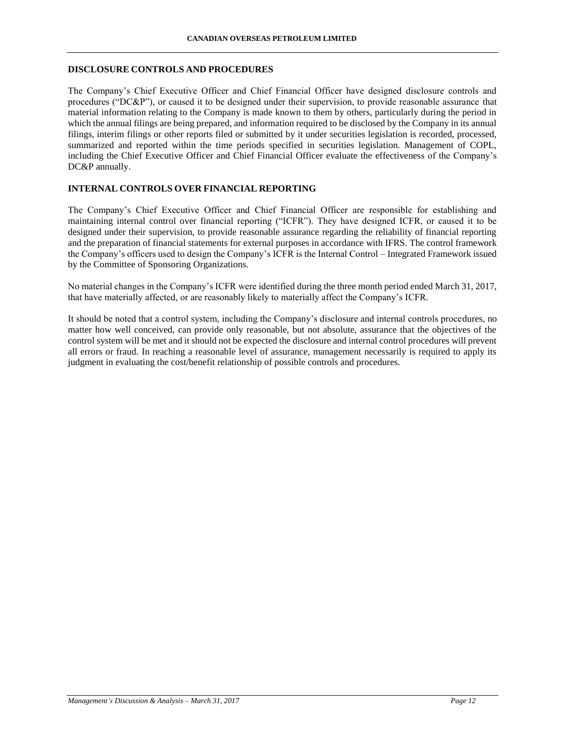## DISCLOSURE CONTROLS AND PROCEDURES

The Company's Chief Executive Officer and Chief Financial Officer have designed disclosure controls and procedures ("DC&P"), or caused it to be designed under their supervision, to provide reasonable assurance that material information relating to the Company is made known to them by others, particularly during the period in which the annual filings are being prepared, and information required to be disclosed by the Company in its annual filings, interim filings or other reports filed or submitted by it under securities legislation is recorded, processed, summarized and reported within the time periods specified in securities legislation. Management of COPL, including the Chief Executive Officer and Chief Financial Officer evaluate the effectiveness of the Company's DC&P annually.

## INTERNAL CONTROLS OVER FINANCIAL REPORTING

The Company's Chief Executive Officer and Chief Financial Officer are responsible for establishing and maintaining internal control over financial reporting ("ICFR"). They have designed ICFR, or caused it to be designed under their supervision, to provide reasonable assurance regarding the reliability of financial reporting and the preparation of financial statements for external purposes in accordance with IFRS. The control framework the Company's officers used to design the Company's ICFR is the Internal Control – Integrated Framework issued by the Committee of Sponsoring Organizations.

No material changes in the Company's ICFR were identified during the three month period ended March 31, 2017, that have materially affected, or are reasonably likely to materially affect the Company's ICFR.

It should be noted that a control system, including the Company's disclosure and internal controls procedures, no matter how well conceived, can provide only reasonable, but not absolute, assurance that the objectives of the control system will be met and it should not be expected the disclosure and internal control procedures will prevent all errors or fraud. In reaching a reasonable level of assurance, management necessarily is required to apply its judgment in evaluating the cost/benefit relationship of possible controls and procedures.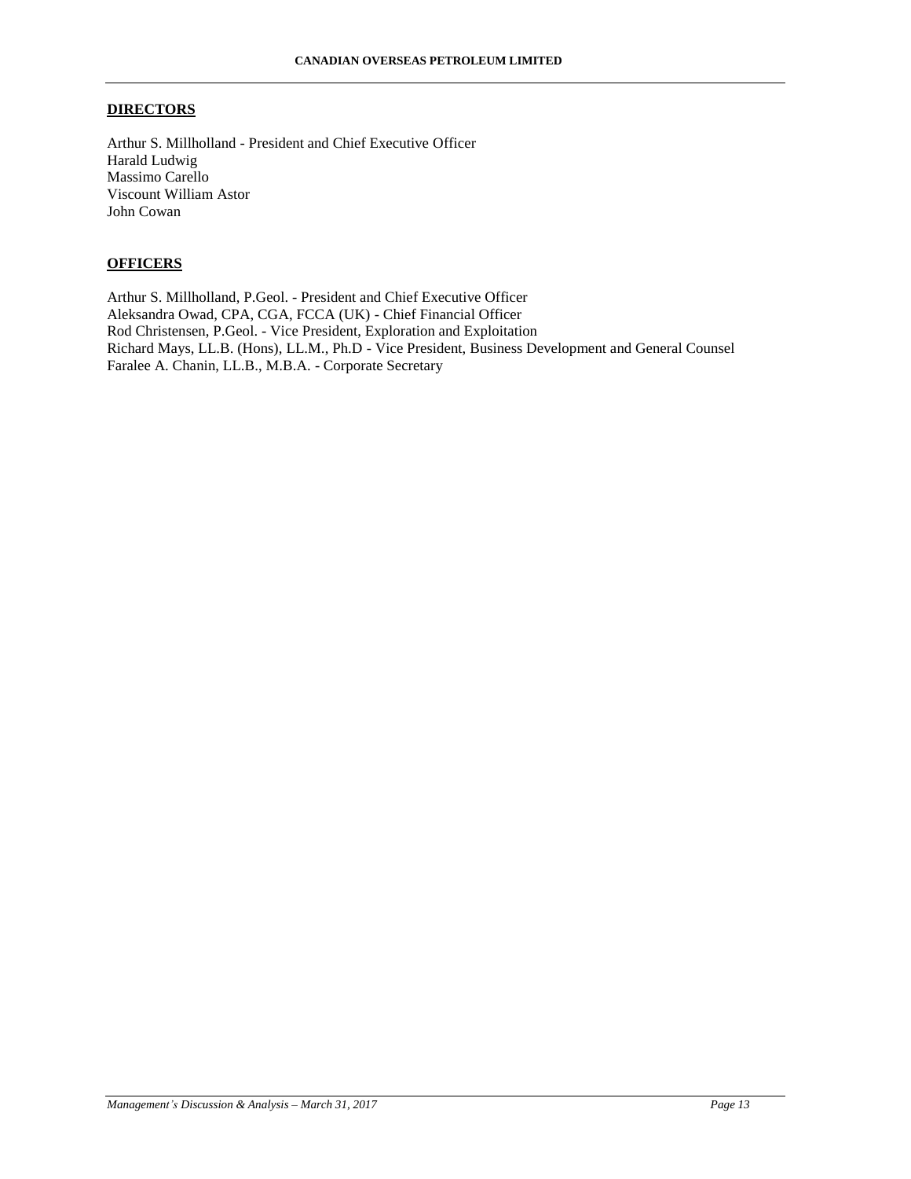## DIRECTORS

Arthur S. Millholland - President and Chief Executive Officer
Harald Ludwig
Massimo Carello
Viscount William Astor
John Cowan

## OFFICERS

Arthur S. Millholland, P.Geol. - President and Chief Executive Officer
Aleksandra Owad, CPA, CGA, FCCA (UK) - Chief Financial Officer
Rod Christensen, P.Geol. - Vice President, Exploration and Exploitation
Richard Mays, LL.B. (Hons), LL.M., Ph.D - Vice President, Business Development and General Counsel
Faralee A. Chanin, LL.B., M.B.A. - Corporate Secretary